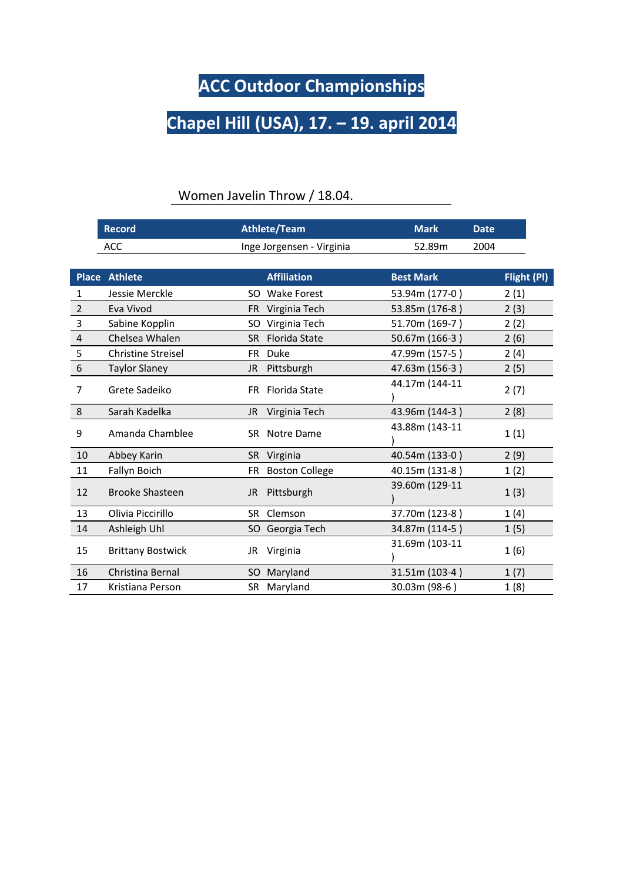# ACC Outdoor Championships

# Chapel Hill (USA), 17. – 19. april 2014

## Women Javelin Throw / 18.04.

| Record | Athlete/Team | Mark | Date |
|---|---|---|---|
| ACC | Inge Jorgensen - Virginia | 52.89m | 2004 |

| Place | Athlete | | Affiliation | Best Mark | Flight (Pl) |
|---|---|---|---|---|---|
| 1 | Jessie Merckle | SO | Wake Forest | 53.94m (177-0 ) | 2 (1) |
| 2 | Eva Vivod | FR | Virginia Tech | 53.85m (176-8 ) | 2 (3) |
| 3 | Sabine Kopplin | SO | Virginia Tech | 51.70m (169-7 ) | 2 (2) |
| 4 | Chelsea Whalen | SR | Florida State | 50.67m (166-3 ) | 2 (6) |
| 5 | Christine Streisel | FR | Duke | 47.99m (157-5 ) | 2 (4) |
| 6 | Taylor Slaney | JR | Pittsburgh | 47.63m (156-3 ) | 2 (5) |
| 7 | Grete Sadeiko | FR | Florida State | 44.17m (144-11 ) | 2 (7) |
| 8 | Sarah Kadelka | JR | Virginia Tech | 43.96m (144-3 ) | 2 (8) |
| 9 | Amanda Chamblee | SR | Notre Dame | 43.88m (143-11 ) | 1 (1) |
| 10 | Abbey Karin | SR | Virginia | 40.54m (133-0 ) | 2 (9) |
| 11 | Fallyn Boich | FR | Boston College | 40.15m (131-8 ) | 1 (2) |
| 12 | Brooke Shasteen | JR | Pittsburgh | 39.60m (129-11 ) | 1 (3) |
| 13 | Olivia Piccirillo | SR | Clemson | 37.70m (123-8 ) | 1 (4) |
| 14 | Ashleigh Uhl | SO | Georgia Tech | 34.87m (114-5 ) | 1 (5) |
| 15 | Brittany Bostwick | JR | Virginia | 31.69m (103-11 ) | 1 (6) |
| 16 | Christina Bernal | SO | Maryland | 31.51m (103-4 ) | 1 (7) |
| 17 | Kristiana Person | SR | Maryland | 30.03m (98-6 ) | 1 (8) |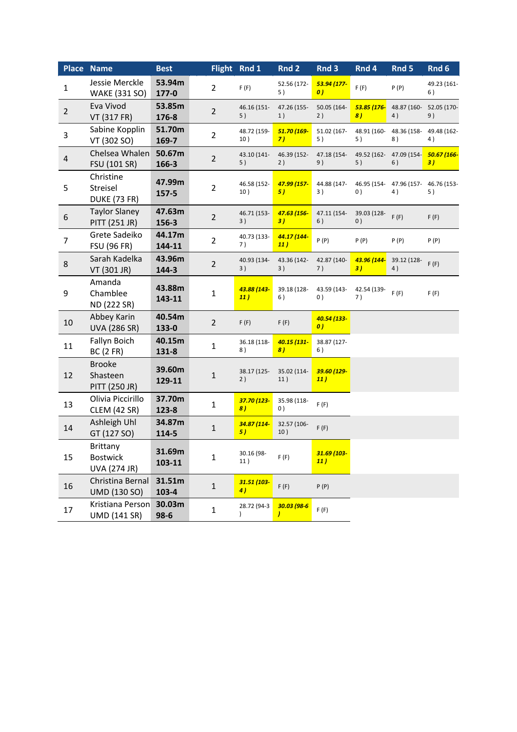| Place | Name | Best | Flight | Rnd 1 | Rnd 2 | Rnd 3 | Rnd 4 | Rnd 5 | Rnd 6 |
|---|---|---|---|---|---|---|---|---|---|
| 1 | Jessie Merckle WAKE (331 SO) | **53.94m 177-0** | 2 | F (F) | 52.56 (172-5 ) | ***53.94 (177-0 )*** | F (F) | P (P) | 49.23 (161-6 ) |
| 2 | Eva Vivod VT (317 FR) | **53.85m 176-8** | 2 | 46.16 (151-5 ) | 47.26 (155-1 ) | 50.05 (164-2 ) | ***53.85 (176-8 )*** | 48.87 (160-4 ) | 52.05 (170-9 ) |
| 3 | Sabine Kopplin VT (302 SO) | **51.70m 169-7** | 2 | 48.72 (159-10 ) | ***51.70 (169-7 )*** | 51.02 (167-5 ) | 48.91 (160-5 ) | 48.36 (158-8 ) | 49.48 (162-4 ) |
| 4 | Chelsea Whalen FSU (101 SR) | **50.67m 166-3** | 2 | 43.10 (141-5 ) | 46.39 (152-2 ) | 47.18 (154-9 ) | 49.52 (162-5 ) | 47.09 (154-6 ) | ***50.67 (166-3 )*** |
| 5 | Christine Streisel DUKE (73 FR) | **47.99m 157-5** | 2 | 46.58 (152-10 ) | ***47.99 (157-5 )*** | 44.88 (147-3 ) | 46.95 (154-0 ) | 47.96 (157-4 ) | 46.76 (153-5 ) |
| 6 | Taylor Slaney PITT (251 JR) | **47.63m 156-3** | 2 | 46.71 (153-3 ) | ***47.63 (156-3 )*** | 47.11 (154-6 ) | 39.03 (128-0 ) | F (F) | F (F) |
| 7 | Grete Sadeiko FSU (96 FR) | **44.17m 144-11** | 2 | 40.73 (133-7 ) | ***44.17 (144-11 )*** | P (P) | P (P) | P (P) | P (P) |
| 8 | Sarah Kadelka VT (301 JR) | **43.96m 144-3** | 2 | 40.93 (134-3 ) | 43.36 (142-3 ) | 42.87 (140-7 ) | ***43.96 (144-3 )*** | 39.12 (128-4 ) | F (F) |
| 9 | Amanda Chamblee ND (222 SR) | **43.88m 143-11** | 1 | ***43.88 (143-11 )*** | 39.18 (128-6 ) | 43.59 (143-0 ) | 42.54 (139-7 ) | F (F) | F (F) |
| 10 | Abbey Karin UVA (286 SR) | **40.54m 133-0** | 2 | F (F) | F (F) | ***40.54 (133-0 )*** | | | |
| 11 | Fallyn Boich BC (2 FR) | **40.15m 131-8** | 1 | 36.18 (118-8 ) | ***40.15 (131-8 )*** | 38.87 (127-6 ) | | | |
| 12 | Brooke Shasteen PITT (250 JR) | **39.60m 129-11** | 1 | 38.17 (125-2 ) | 35.02 (114-11 ) | ***39.60 (129-11 )*** | | | |
| 13 | Olivia Piccirillo CLEM (42 SR) | **37.70m 123-8** | 1 | ***37.70 (123-8 )*** | 35.98 (118-0 ) | F (F) | | | |
| 14 | Ashleigh Uhl GT (127 SO) | **34.87m 114-5** | 1 | ***34.87 (114-5 )*** | 32.57 (106-10 ) | F (F) | | | |
| 15 | Brittany Bostwick UVA (274 JR) | **31.69m 103-11** | 1 | 30.16 (98-11 ) | F (F) | ***31.69 (103-11 )*** | | | |
| 16 | Christina Bernal UMD (130 SO) | **31.51m 103-4** | 1 | ***31.51 (103-4 )*** | F (F) | P (P) | | | |
| 17 | Kristiana Person UMD (141 SR) | **30.03m 98-6** | 1 | 28.72 (94-3 ) | ***30.03 (98-6 )*** | F (F) | | | |